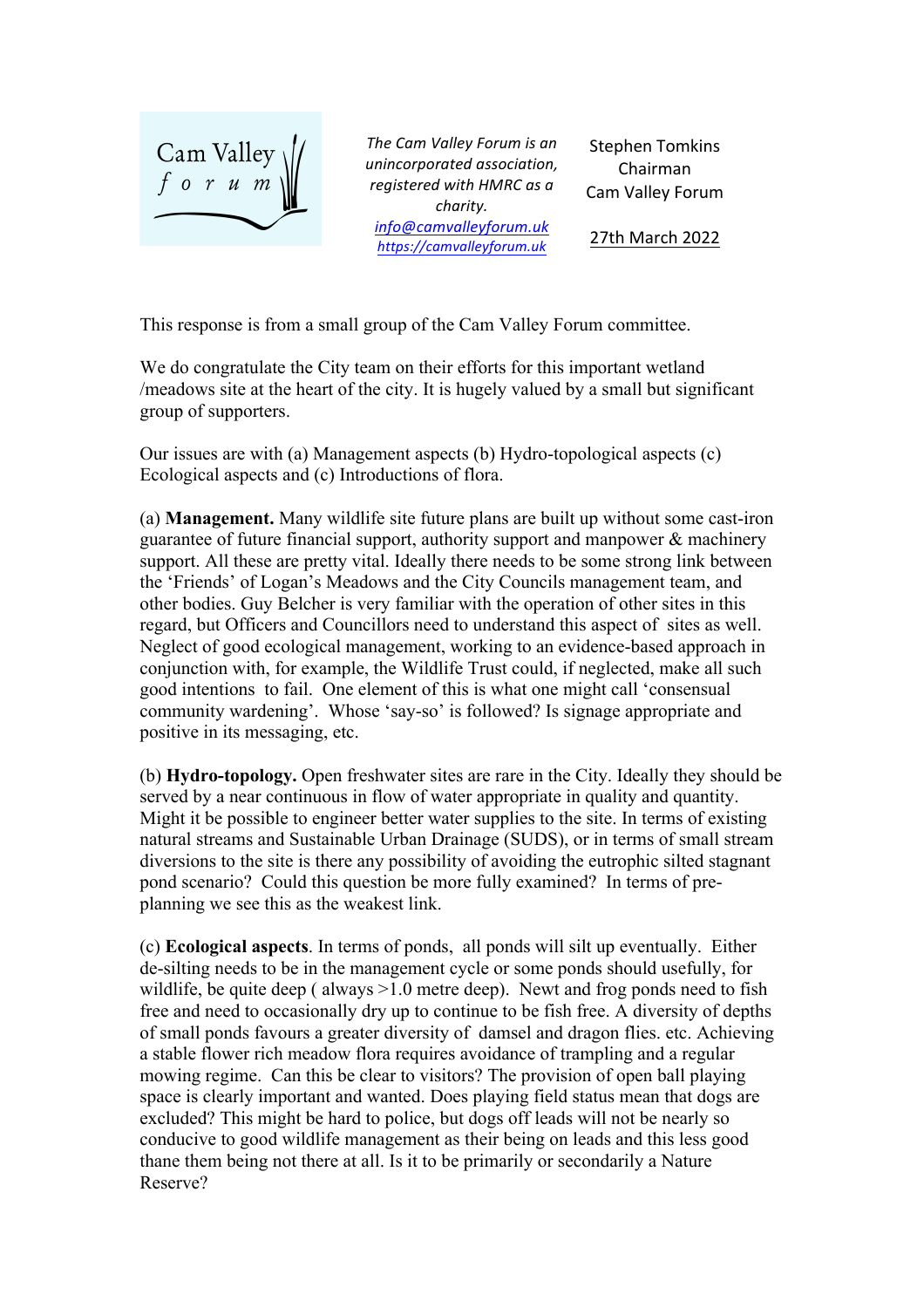Cam Valley forum

*The Cam Valley Forum is an unincorporated association, registered with HMRC as a charity.*
*info@camvalleyforum.uk*
*https://camvalleyforum.uk*

Stephen Tomkins
Chairman
Cam Valley Forum

27th March 2022

This response is from a small group of the Cam Valley Forum committee.

We do congratulate the City team on their efforts for this important wetland /meadows site at the heart of the city. It is hugely valued by a small but significant group of supporters.

Our issues are with (a) Management aspects (b) Hydro-topological aspects (c) Ecological aspects and (c) Introductions of flora.

(a) **Management.** Many wildlife site future plans are built up without some cast-iron guarantee of future financial support, authority support and manpower & machinery support. All these are pretty vital. Ideally there needs to be some strong link between the 'Friends' of Logan's Meadows and the City Councils management team, and other bodies. Guy Belcher is very familiar with the operation of other sites in this regard, but Officers and Councillors need to understand this aspect of sites as well. Neglect of good ecological management, working to an evidence-based approach in conjunction with, for example, the Wildlife Trust could, if neglected, make all such good intentions to fail. One element of this is what one might call 'consensual community wardening'. Whose 'say-so' is followed? Is signage appropriate and positive in its messaging, etc.

(b) **Hydro-topology.** Open freshwater sites are rare in the City. Ideally they should be served by a near continuous in flow of water appropriate in quality and quantity. Might it be possible to engineer better water supplies to the site. In terms of existing natural streams and Sustainable Urban Drainage (SUDS), or in terms of small stream diversions to the site is there any possibility of avoiding the eutrophic silted stagnant pond scenario? Could this question be more fully examined? In terms of pre-planning we see this as the weakest link.

(c) **Ecological aspects**. In terms of ponds, all ponds will silt up eventually. Either de-silting needs to be in the management cycle or some ponds should usefully, for wildlife, be quite deep ( always >1.0 metre deep). Newt and frog ponds need to fish free and need to occasionally dry up to continue to be fish free. A diversity of depths of small ponds favours a greater diversity of damsel and dragon flies. etc. Achieving a stable flower rich meadow flora requires avoidance of trampling and a regular mowing regime. Can this be clear to visitors? The provision of open ball playing space is clearly important and wanted. Does playing field status mean that dogs are excluded? This might be hard to police, but dogs off leads will not be nearly so conducive to good wildlife management as their being on leads and this less good thane them being not there at all. Is it to be primarily or secondarily a Nature Reserve?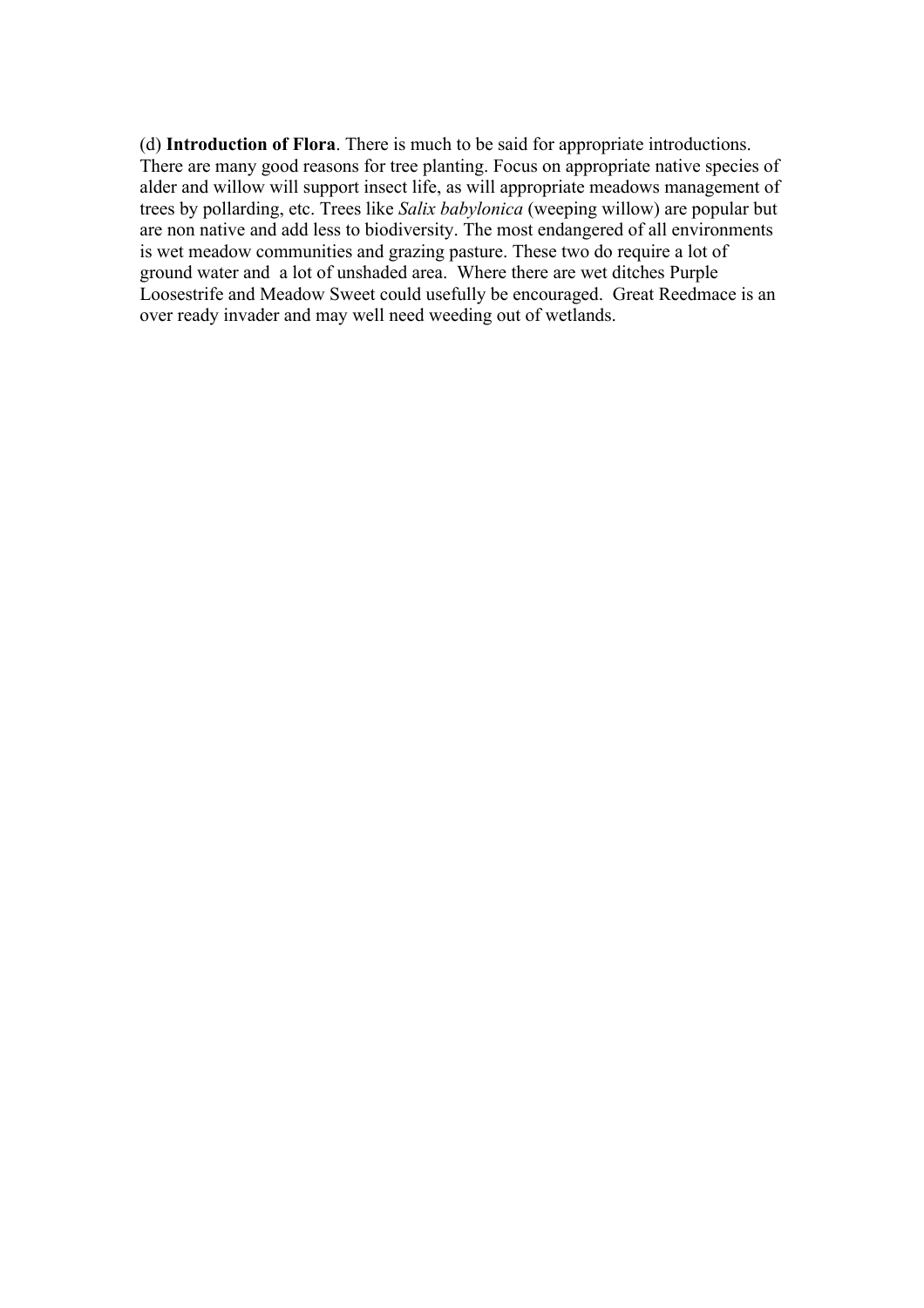(d) **Introduction of Flora**. There is much to be said for appropriate introductions. There are many good reasons for tree planting. Focus on appropriate native species of alder and willow will support insect life, as will appropriate meadows management of trees by pollarding, etc. Trees like *Salix babylonica* (weeping willow) are popular but are non native and add less to biodiversity. The most endangered of all environments is wet meadow communities and grazing pasture. These two do require a lot of ground water and a lot of unshaded area. Where there are wet ditches Purple Loosestrife and Meadow Sweet could usefully be encouraged. Great Reedmace is an over ready invader and may well need weeding out of wetlands.